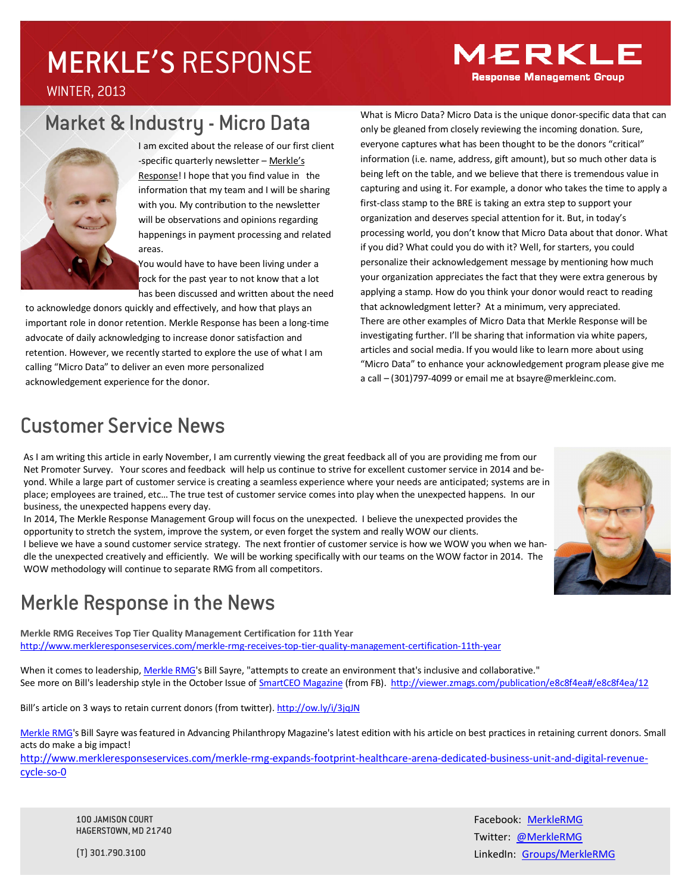# MERKLE'S RESPONSE

WINTER, 2013

MERKLE
Response Management Group

## Market & Industry - Micro Data

I am excited about the release of our first client-specific quarterly newsletter – Merkle's Response! I hope that you find value in the information that my team and I will be sharing with you. My contribution to the newsletter will be observations and opinions regarding happenings in payment processing and related areas.

You would have to have been living under a rock for the past year to not know that a lot has been discussed and written about the need to acknowledge donors quickly and effectively, and how that plays an important role in donor retention. Merkle Response has been a long-time advocate of daily acknowledging to increase donor satisfaction and retention. However, we recently started to explore the use of what I am calling "Micro Data" to deliver an even more personalized acknowledgement experience for the donor.

What is Micro Data? Micro Data is the unique donor-specific data that can only be gleaned from closely reviewing the incoming donation. Sure, everyone captures what has been thought to be the donors "critical" information (i.e. name, address, gift amount), but so much other data is being left on the table, and we believe that there is tremendous value in capturing and using it. For example, a donor who takes the time to apply a first-class stamp to the BRE is taking an extra step to support your organization and deserves special attention for it. But, in today's processing world, you don't know that Micro Data about that donor. What if you did? What could you do with it? Well, for starters, you could personalize their acknowledgement message by mentioning how much your organization appreciates the fact that they were extra generous by applying a stamp. How do you think your donor would react to reading that acknowledgment letter? At a minimum, very appreciated.

There are other examples of Micro Data that Merkle Response will be investigating further. I'll be sharing that information via white papers, articles and social media. If you would like to learn more about using "Micro Data" to enhance your acknowledgement program please give me a call – (301)797-4099 or email me at bsayre@merkleinc.com.

## Customer Service News

As I am writing this article in early November, I am currently viewing the great feedback all of you are providing me from our Net Promoter Survey. Your scores and feedback will help us continue to strive for excellent customer service in 2014 and beyond. While a large part of customer service is creating a seamless experience where your needs are anticipated; systems are in place; employees are trained, etc… The true test of customer service comes into play when the unexpected happens. In our business, the unexpected happens every day.

In 2014, The Merkle Response Management Group will focus on the unexpected. I believe the unexpected provides the opportunity to stretch the system, improve the system, or even forget the system and really WOW our clients.

I believe we have a sound customer service strategy. The next frontier of customer service is how we WOW you when we handle the unexpected creatively and efficiently. We will be working specifically with our teams on the WOW factor in 2014. The WOW methodology will continue to separate RMG from all competitors.

## Merkle Response in the News

**Merkle RMG Receives Top Tier Quality Management Certification for 11th Year**
http://www.merkleresponseservices.com/merkle-rmg-receives-top-tier-quality-management-certification-11th-year

When it comes to leadership, Merkle RMG's Bill Sayre, "attempts to create an environment that's inclusive and collaborative." See more on Bill's leadership style in the October Issue of SmartCEO Magazine (from FB). http://viewer.zmags.com/publication/e8c8f4ea#/e8c8f4ea/12

Bill's article on 3 ways to retain current donors (from twitter). http://ow.ly/i/3jqJN

Merkle RMG's Bill Sayre was featured in Advancing Philanthropy Magazine's latest edition with his article on best practices in retaining current donors. Small acts do make a big impact!
http://www.merkleresponseservices.com/merkle-rmg-expands-footprint-healthcare-arena-dedicated-business-unit-and-digital-revenue-cycle-so-0

100 JAMISON COURT
HAGERSTOWN, MD 21740

(T) 301.790.3100

Facebook: MerkleRMG
Twitter: @MerkleRMG
LinkedIn: Groups/MerkleRMG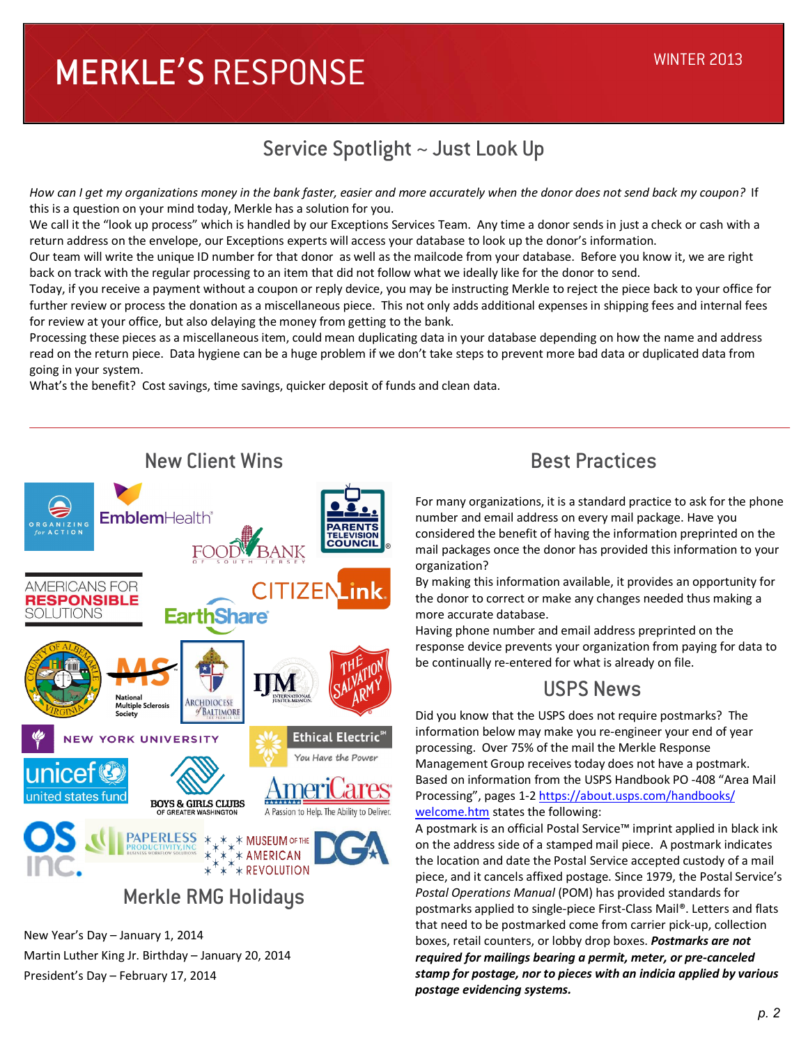# MERKLE'S RESPONSE

WINTER 2013

## Service Spotlight ~ Just Look Up

*How can I get my organizations money in the bank faster, easier and more accurately when the donor does not send back my coupon?* If this is a question on your mind today, Merkle has a solution for you.

We call it the "look up process" which is handled by our Exceptions Services Team. Any time a donor sends in just a check or cash with a return address on the envelope, our Exceptions experts will access your database to look up the donor's information.

Our team will write the unique ID number for that donor as well as the mailcode from your database. Before you know it, we are right back on track with the regular processing to an item that did not follow what we ideally like for the donor to send.

Today, if you receive a payment without a coupon or reply device, you may be instructing Merkle to reject the piece back to your office for further review or process the donation as a miscellaneous piece. This not only adds additional expenses in shipping fees and internal fees for review at your office, but also delaying the money from getting to the bank.

Processing these pieces as a miscellaneous item, could mean duplicating data in your database depending on how the name and address read on the return piece. Data hygiene can be a huge problem if we don't take steps to prevent more bad data or duplicated data from going in your system.

What's the benefit? Cost savings, time savings, quicker deposit of funds and clean data.

---

## New Client Wins

## Merkle RMG Holidays

New Year's Day – January 1, 2014

Martin Luther King Jr. Birthday – January 20, 2014

President's Day – February 17, 2014

## Best Practices

For many organizations, it is a standard practice to ask for the phone number and email address on every mail package. Have you considered the benefit of having the information preprinted on the mail packages once the donor has provided this information to your organization?

By making this information available, it provides an opportunity for the donor to correct or make any changes needed thus making a more accurate database.

Having phone number and email address preprinted on the response device prevents your organization from paying for data to be continually re-entered for what is already on file.

## USPS News

Did you know that the USPS does not require postmarks? The information below may make you re-engineer your end of year processing. Over 75% of the mail the Merkle Response Management Group receives today does not have a postmark. Based on information from the USPS Handbook PO -408 "Area Mail Processing", pages 1-2 https://about.usps.com/handbooks/welcome.htm states the following:

A postmark is an official Postal Service™ imprint applied in black ink on the address side of a stamped mail piece. A postmark indicates the location and date the Postal Service accepted custody of a mail piece, and it cancels affixed postage. Since 1979, the Postal Service's *Postal Operations Manual* (POM) has provided standards for postmarks applied to single-piece First-Class Mail®. Letters and flats that need to be postmarked come from carrier pick-up, collection boxes, retail counters, or lobby drop boxes. ***Postmarks are not required for mailings bearing a permit, meter, or pre-canceled stamp for postage, nor to pieces with an indicia applied by various postage evidencing systems.***